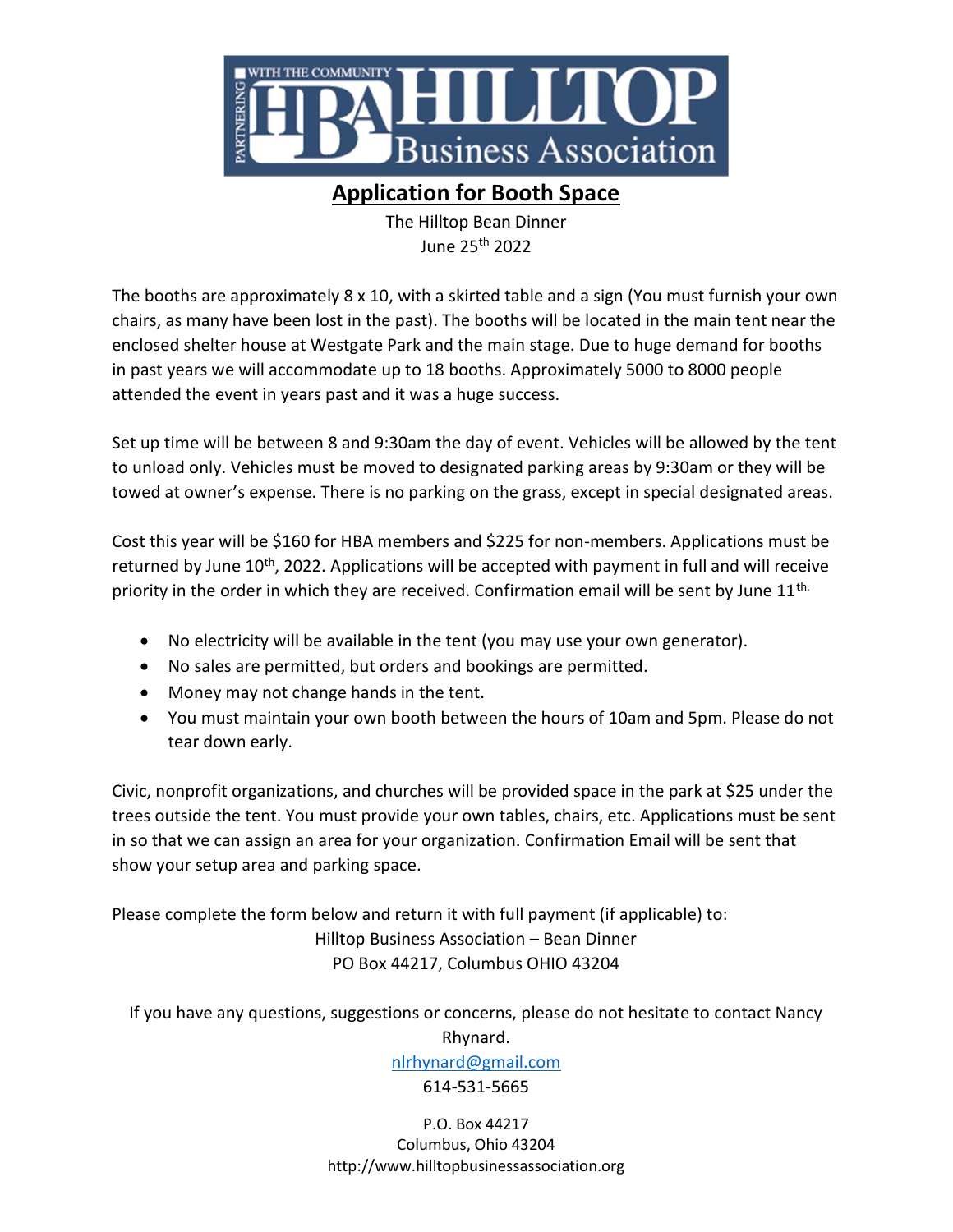# Application for Booth Space

The Hilltop Bean Dinner
June 25th 2022

The booths are approximately 8 x 10, with a skirted table and a sign (You must furnish your own chairs, as many have been lost in the past). The booths will be located in the main tent near the enclosed shelter house at Westgate Park and the main stage. Due to huge demand for booths in past years we will accommodate up to 18 booths. Approximately 5000 to 8000 people attended the event in years past and it was a huge success.

Set up time will be between 8 and 9:30am the day of event. Vehicles will be allowed by the tent to unload only. Vehicles must be moved to designated parking areas by 9:30am or they will be towed at owner's expense. There is no parking on the grass, except in special designated areas.

Cost this year will be $160 for HBA members and $225 for non-members. Applications must be returned by June 10th, 2022. Applications will be accepted with payment in full and will receive priority in the order in which they are received. Confirmation email will be sent by June 11th.

- No electricity will be available in the tent (you may use your own generator).
- No sales are permitted, but orders and bookings are permitted.
- Money may not change hands in the tent.
- You must maintain your own booth between the hours of 10am and 5pm. Please do not tear down early.

Civic, nonprofit organizations, and churches will be provided space in the park at $25 under the trees outside the tent. You must provide your own tables, chairs, etc. Applications must be sent in so that we can assign an area for your organization. Confirmation Email will be sent that show your setup area and parking space.

Please complete the form below and return it with full payment (if applicable) to:

Hilltop Business Association – Bean Dinner
PO Box 44217, Columbus OHIO 43204

If you have any questions, suggestions or concerns, please do not hesitate to contact Nancy Rhynard.

nlrhynard@gmail.com
614-531-5665

P.O. Box 44217
Columbus, Ohio 43204
http://www.hilltopbusinessassociation.org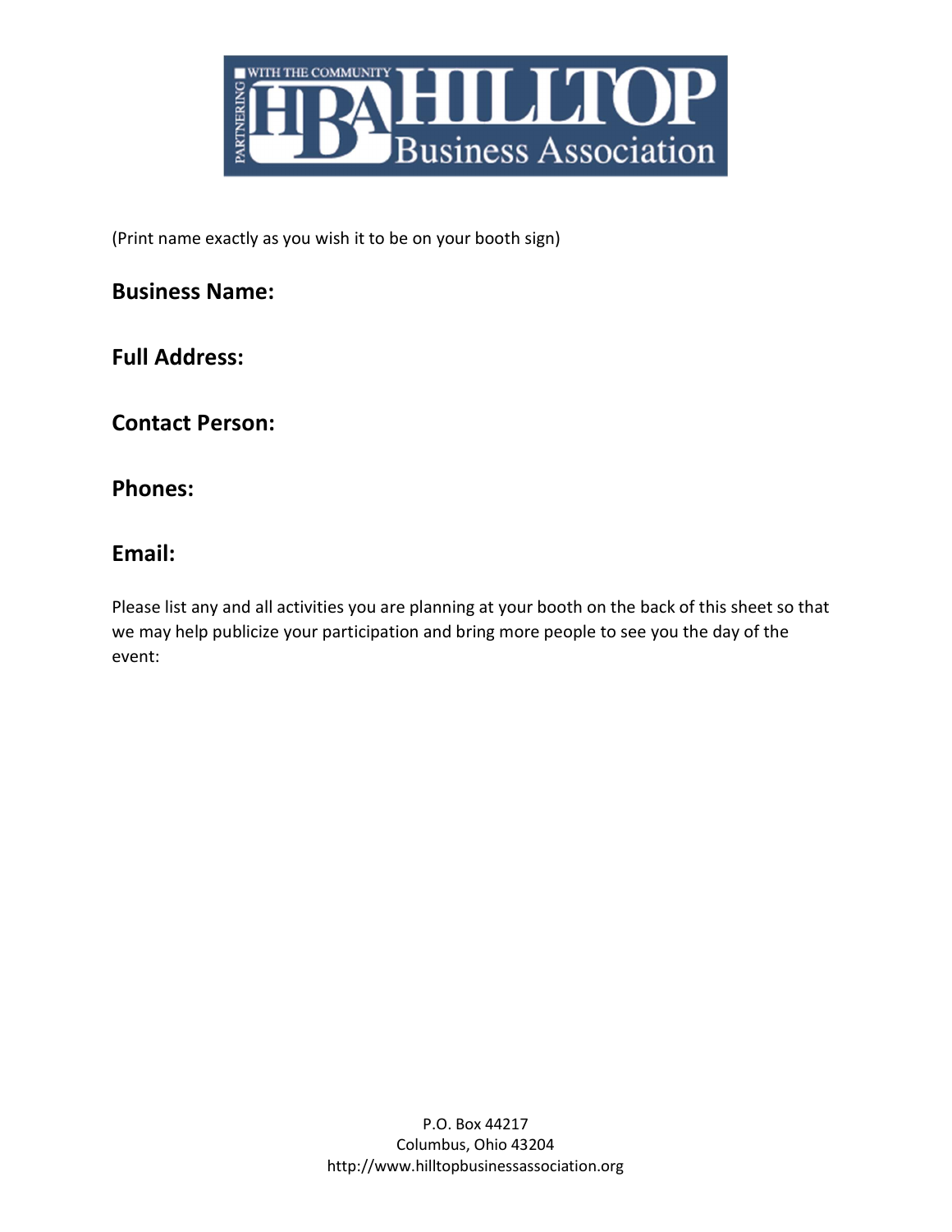(Print name exactly as you wish it to be on your booth sign)

**Business Name:**

**Full Address:**

**Contact Person:**

**Phones:**

**Email:**

Please list any and all activities you are planning at your booth on the back of this sheet so that we may help publicize your participation and bring more people to see you the day of the event:

P.O. Box 44217
Columbus, Ohio 43204
http://www.hilltopbusinessassociation.org